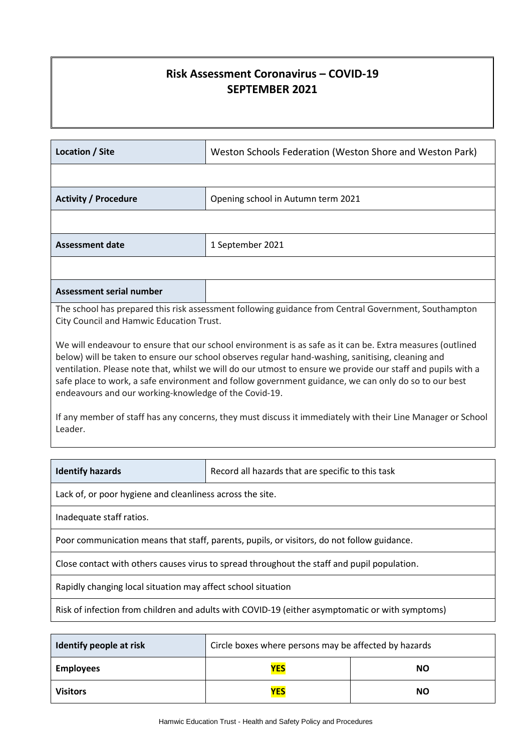# Risk Assessment Coronavirus – COVID-19
# SEPTEMBER 2021

| **Location / Site** | Weston Schools Federation (Weston Shore and Weston Park) |
|---|---|
| | |
| **Activity / Procedure** | Opening school in Autumn term 2021 |
| | |
| **Assessment date** | 1 September 2021 |
| | |
| **Assessment serial number** | |

The school has prepared this risk assessment following guidance from Central Government, Southampton City Council and Hamwic Education Trust.

We will endeavour to ensure that our school environment is as safe as it can be. Extra measures (outlined below) will be taken to ensure our school observes regular hand-washing, sanitising, cleaning and ventilation. Please note that, whilst we will do our utmost to ensure we provide our staff and pupils with a safe place to work, a safe environment and follow government guidance, we can only do so to our best endeavours and our working-knowledge of the Covid-19.

If any member of staff has any concerns, they must discuss it immediately with their Line Manager or School Leader.

| **Identify hazards** | Record all hazards that are specific to this task |
|---|---|
| Lack of, or poor hygiene and cleanliness across the site. | |
| Inadequate staff ratios. | |
| Poor communication means that staff, parents, pupils, or visitors, do not follow guidance. | |
| Close contact with others causes virus to spread throughout the staff and pupil population. | |
| Rapidly changing local situation may affect school situation | |
| Risk of infection from children and adults with COVID-19 (either asymptomatic or with symptoms) | |

| **Identify people at risk** | Circle boxes where persons may be affected by hazards | |
|---|---|---|
| **Employees** | **YES** | **NO** |
| **Visitors** | **YES** | **NO** |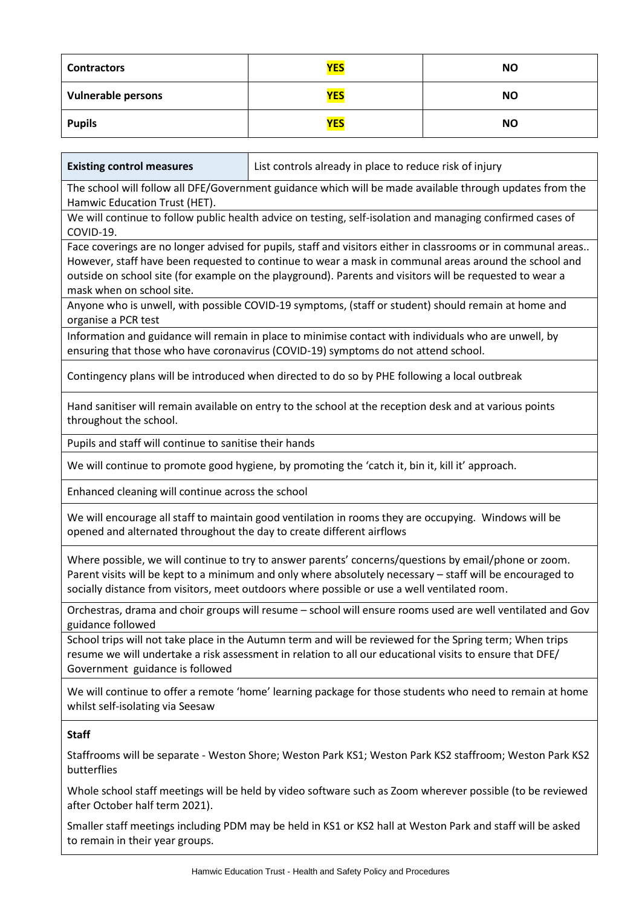| Contractors | YES | NO |
| --- | --- | --- |
| Vulnerable persons | YES | NO |
| Pupils | YES | NO |

| Existing control measures | List controls already in place to reduce risk of injury |
| --- | --- |

The school will follow all DFE/Government guidance which will be made available through updates from the Hamwic Education Trust (HET).

We will continue to follow public health advice on testing, self-isolation and managing confirmed cases of COVID-19.

Face coverings are no longer advised for pupils, staff and visitors either in classrooms or in communal areas.. However, staff have been requested to continue to wear a mask in communal areas around the school and outside on school site (for example on the playground). Parents and visitors will be requested to wear a mask when on school site.

Anyone who is unwell, with possible COVID-19 symptoms, (staff or student) should remain at home and organise a PCR test

Information and guidance will remain in place to minimise contact with individuals who are unwell, by ensuring that those who have coronavirus (COVID-19) symptoms do not attend school.

Contingency plans will be introduced when directed to do so by PHE following a local outbreak

Hand sanitiser will remain available on entry to the school at the reception desk and at various points throughout the school.

Pupils and staff will continue to sanitise their hands

We will continue to promote good hygiene, by promoting the 'catch it, bin it, kill it' approach.

Enhanced cleaning will continue across the school

We will encourage all staff to maintain good ventilation in rooms they are occupying. Windows will be opened and alternated throughout the day to create different airflows

Where possible, we will continue to try to answer parents' concerns/questions by email/phone or zoom. Parent visits will be kept to a minimum and only where absolutely necessary – staff will be encouraged to socially distance from visitors, meet outdoors where possible or use a well ventilated room.

Orchestras, drama and choir groups will resume – school will ensure rooms used are well ventilated and Gov guidance followed

School trips will not take place in the Autumn term and will be reviewed for the Spring term; When trips resume we will undertake a risk assessment in relation to all our educational visits to ensure that DFE/ Government guidance is followed

We will continue to offer a remote 'home' learning package for those students who need to remain at home whilst self-isolating via Seesaw

**Staff**

Staffrooms will be separate - Weston Shore; Weston Park KS1; Weston Park KS2 staffroom; Weston Park KS2 butterflies

Whole school staff meetings will be held by video software such as Zoom wherever possible (to be reviewed after October half term 2021).

Smaller staff meetings including PDM may be held in KS1 or KS2 hall at Weston Park and staff will be asked to remain in their year groups.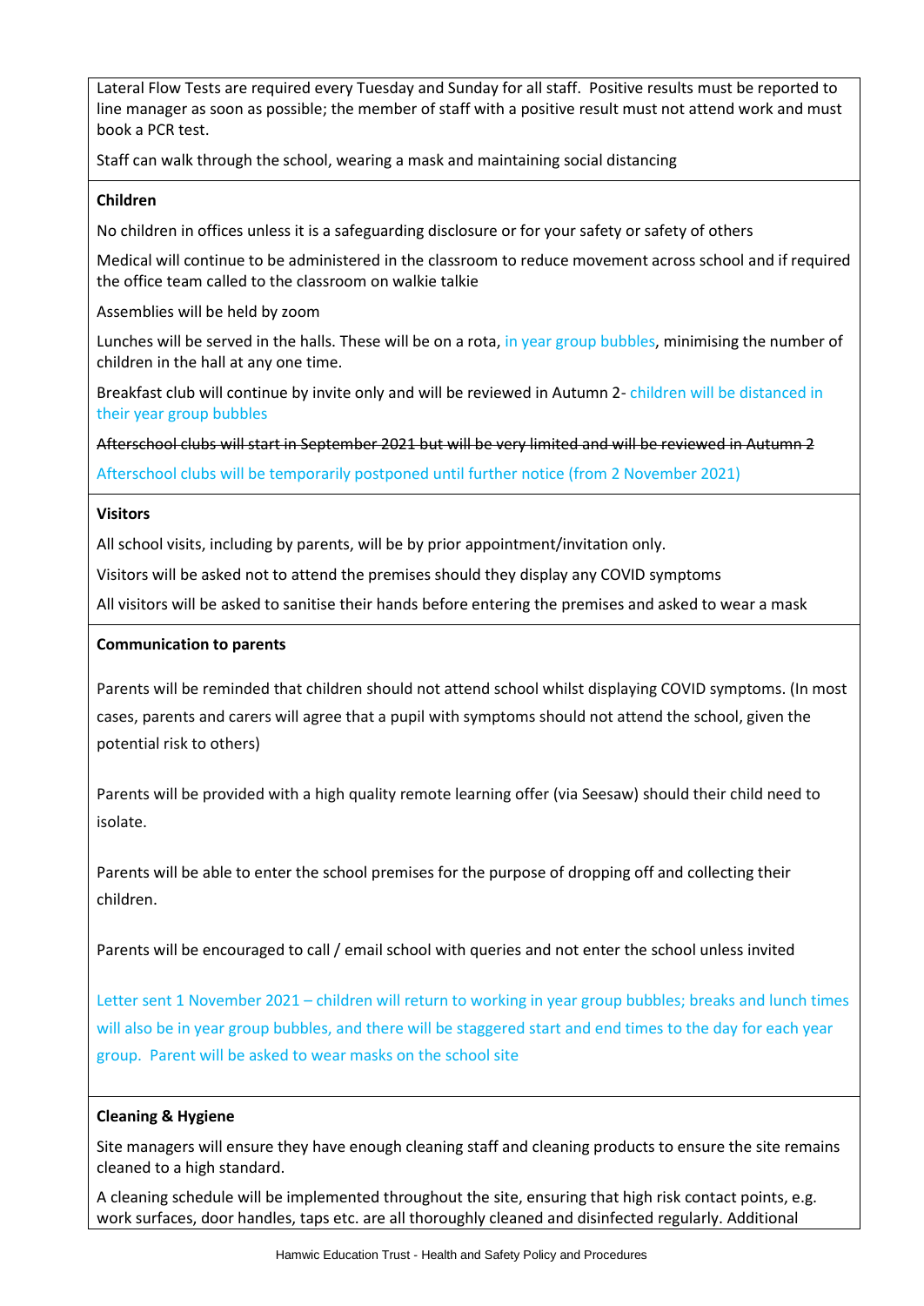Lateral Flow Tests are required every Tuesday and Sunday for all staff. Positive results must be reported to line manager as soon as possible; the member of staff with a positive result must not attend work and must book a PCR test.

Staff can walk through the school, wearing a mask and maintaining social distancing

**Children**

No children in offices unless it is a safeguarding disclosure or for your safety or safety of others

Medical will continue to be administered in the classroom to reduce movement across school and if required the office team called to the classroom on walkie talkie

Assemblies will be held by zoom

Lunches will be served in the halls. These will be on a rota, in year group bubbles, minimising the number of children in the hall at any one time.

Breakfast club will continue by invite only and will be reviewed in Autumn 2- children will be distanced in their year group bubbles

~~Afterschool clubs will start in September 2021 but will be very limited and will be reviewed in Autumn 2~~

Afterschool clubs will be temporarily postponed until further notice (from 2 November 2021)

**Visitors**

All school visits, including by parents, will be by prior appointment/invitation only.

Visitors will be asked not to attend the premises should they display any COVID symptoms

All visitors will be asked to sanitise their hands before entering the premises and asked to wear a mask

**Communication to parents**

Parents will be reminded that children should not attend school whilst displaying COVID symptoms. (In most cases, parents and carers will agree that a pupil with symptoms should not attend the school, given the potential risk to others)

Parents will be provided with a high quality remote learning offer (via Seesaw) should their child need to isolate.

Parents will be able to enter the school premises for the purpose of dropping off and collecting their children.

Parents will be encouraged to call / email school with queries and not enter the school unless invited

Letter sent 1 November 2021 – children will return to working in year group bubbles; breaks and lunch times will also be in year group bubbles, and there will be staggered start and end times to the day for each year group. Parent will be asked to wear masks on the school site

**Cleaning & Hygiene**

Site managers will ensure they have enough cleaning staff and cleaning products to ensure the site remains cleaned to a high standard.

A cleaning schedule will be implemented throughout the site, ensuring that high risk contact points, e.g. work surfaces, door handles, taps etc. are all thoroughly cleaned and disinfected regularly. Additional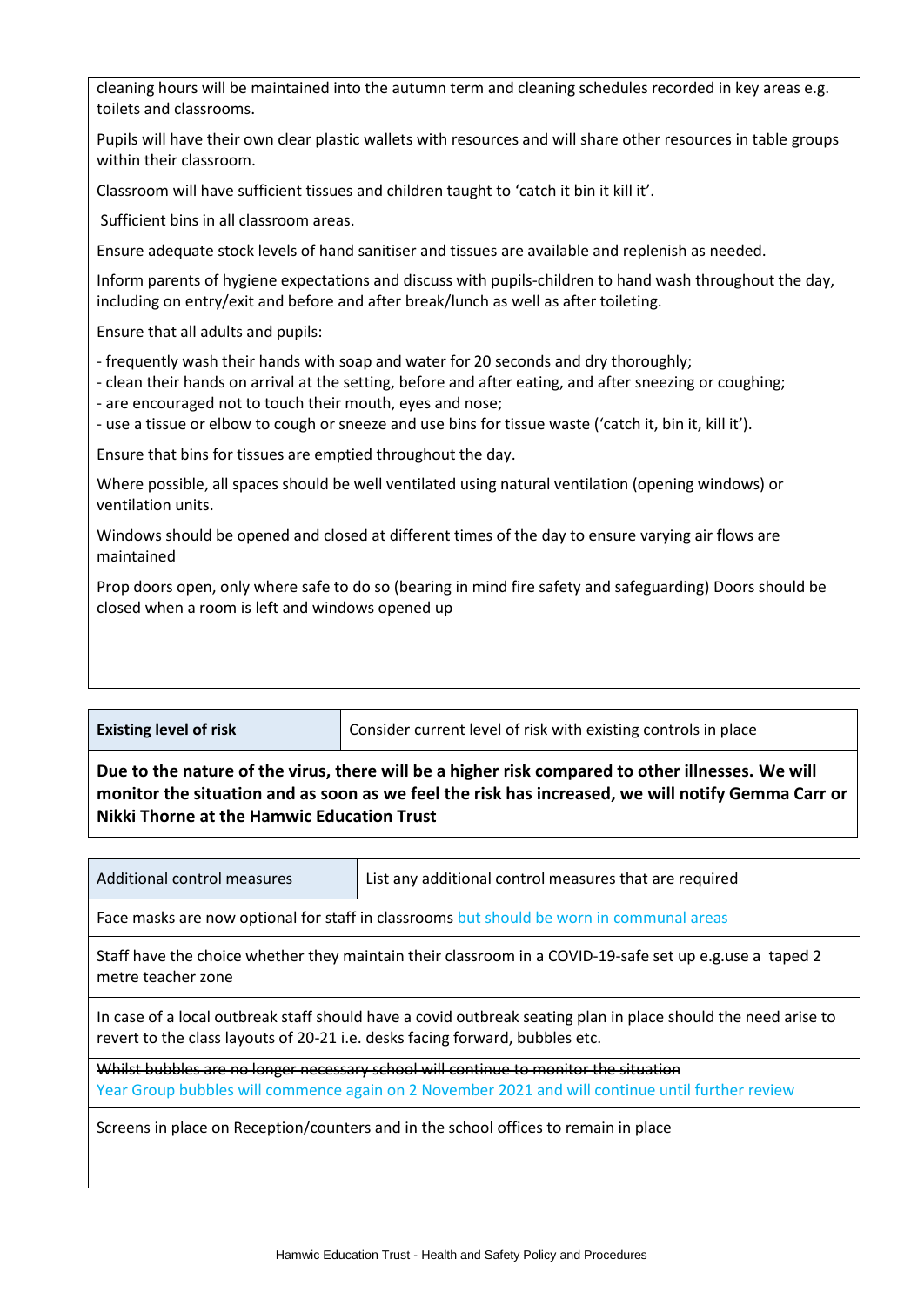cleaning hours will be maintained into the autumn term and cleaning schedules recorded in key areas e.g. toilets and classrooms.

Pupils will have their own clear plastic wallets with resources and will share other resources in table groups within their classroom.

Classroom will have sufficient tissues and children taught to 'catch it bin it kill it'.

Sufficient bins in all classroom areas.

Ensure adequate stock levels of hand sanitiser and tissues are available and replenish as needed.

Inform parents of hygiene expectations and discuss with pupils-children to hand wash throughout the day, including on entry/exit and before and after break/lunch as well as after toileting.

Ensure that all adults and pupils:

- frequently wash their hands with soap and water for 20 seconds and dry thoroughly;
- clean their hands on arrival at the setting, before and after eating, and after sneezing or coughing;
- are encouraged not to touch their mouth, eyes and nose;
- use a tissue or elbow to cough or sneeze and use bins for tissue waste ('catch it, bin it, kill it').

Ensure that bins for tissues are emptied throughout the day.

Where possible, all spaces should be well ventilated using natural ventilation (opening windows) or ventilation units.

Windows should be opened and closed at different times of the day to ensure varying air flows are maintained

Prop doors open, only where safe to do so (bearing in mind fire safety and safeguarding) Doors should be closed when a room is left and windows opened up

| **Existing level of risk** | Consider current level of risk with existing controls in place |
|---|---|
| **Due to the nature of the virus, there will be a higher risk compared to other illnesses. We will monitor the situation and as soon as we feel the risk has increased, we will notify Gemma Carr or Nikki Thorne at the Hamwic Education Trust** | |

| Additional control measures | List any additional control measures that are required |
|---|---|
| Face masks are now optional for staff in classrooms but should be worn in communal areas | |
| Staff have the choice whether they maintain their classroom in a COVID-19-safe set up e.g.use a taped 2 metre teacher zone | |
| In case of a local outbreak staff should have a covid outbreak seating plan in place should the need arise to revert to the class layouts of 20-21 i.e. desks facing forward, bubbles etc. | |
| ~~Whilst bubbles are no longer necessary school will continue to monitor the situation~~ Year Group bubbles will commence again on 2 November 2021 and will continue until further review | |
| Screens in place on Reception/counters and in the school offices to remain in place | |
| | |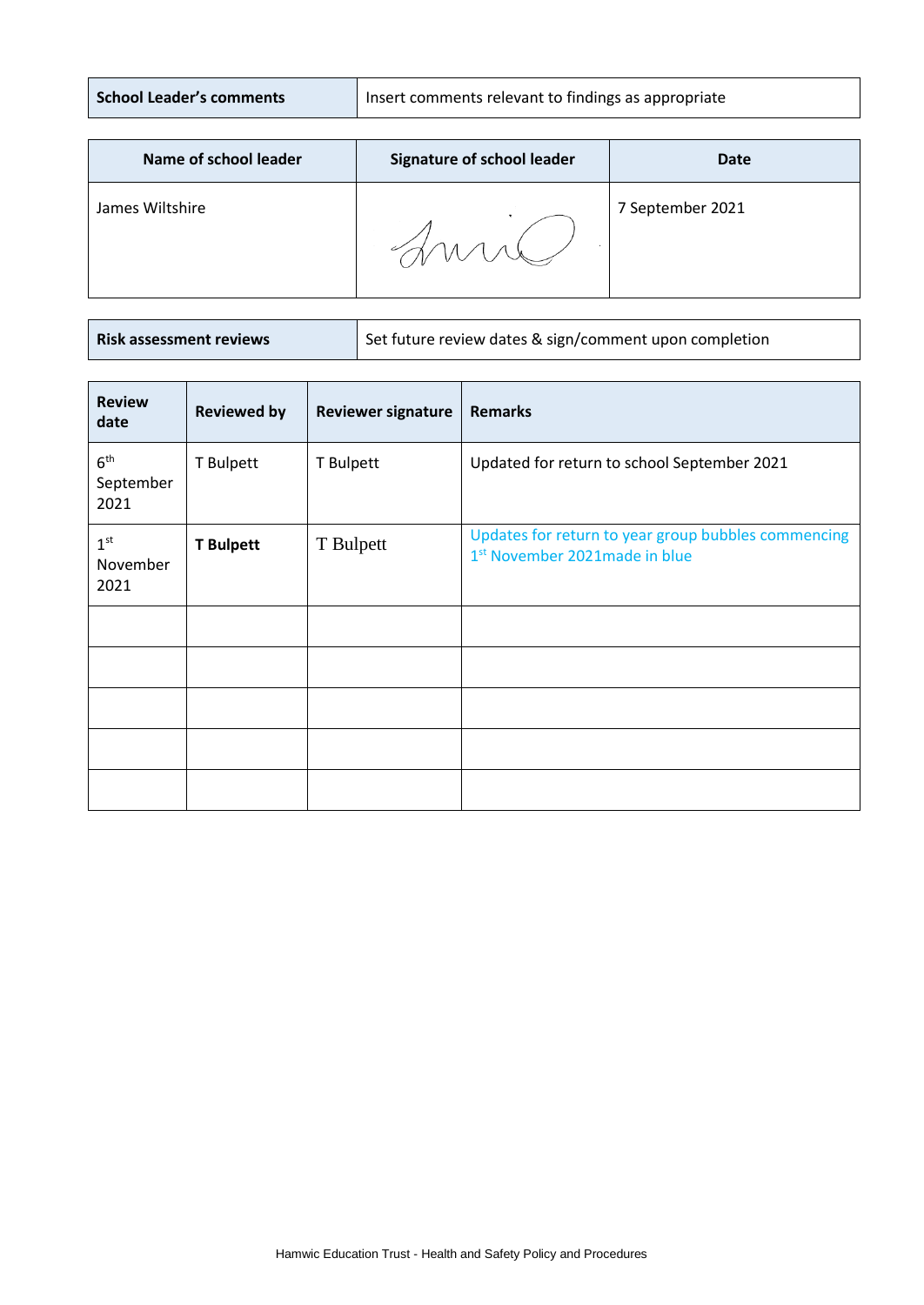| School Leader's comments | Insert comments relevant to findings as appropriate |
|---|---|

| Name of school leader | Signature of school leader | Date |
|---|---|---|
| James Wiltshire | | 7 September 2021 |

| Risk assessment reviews | Set future review dates & sign/comment upon completion |
|---|---|

| Review date | Reviewed by | Reviewer signature | Remarks |
|---|---|---|---|
| 6th September 2021 | T Bulpett | T Bulpett | Updated for return to school September 2021 |
| 1st November 2021 | **T Bulpett** | T Bulpett | Updates for return to year group bubbles commencing 1st November 2021made in blue |
| | | | |
| | | | |
| | | | |
| | | | |
| | | | |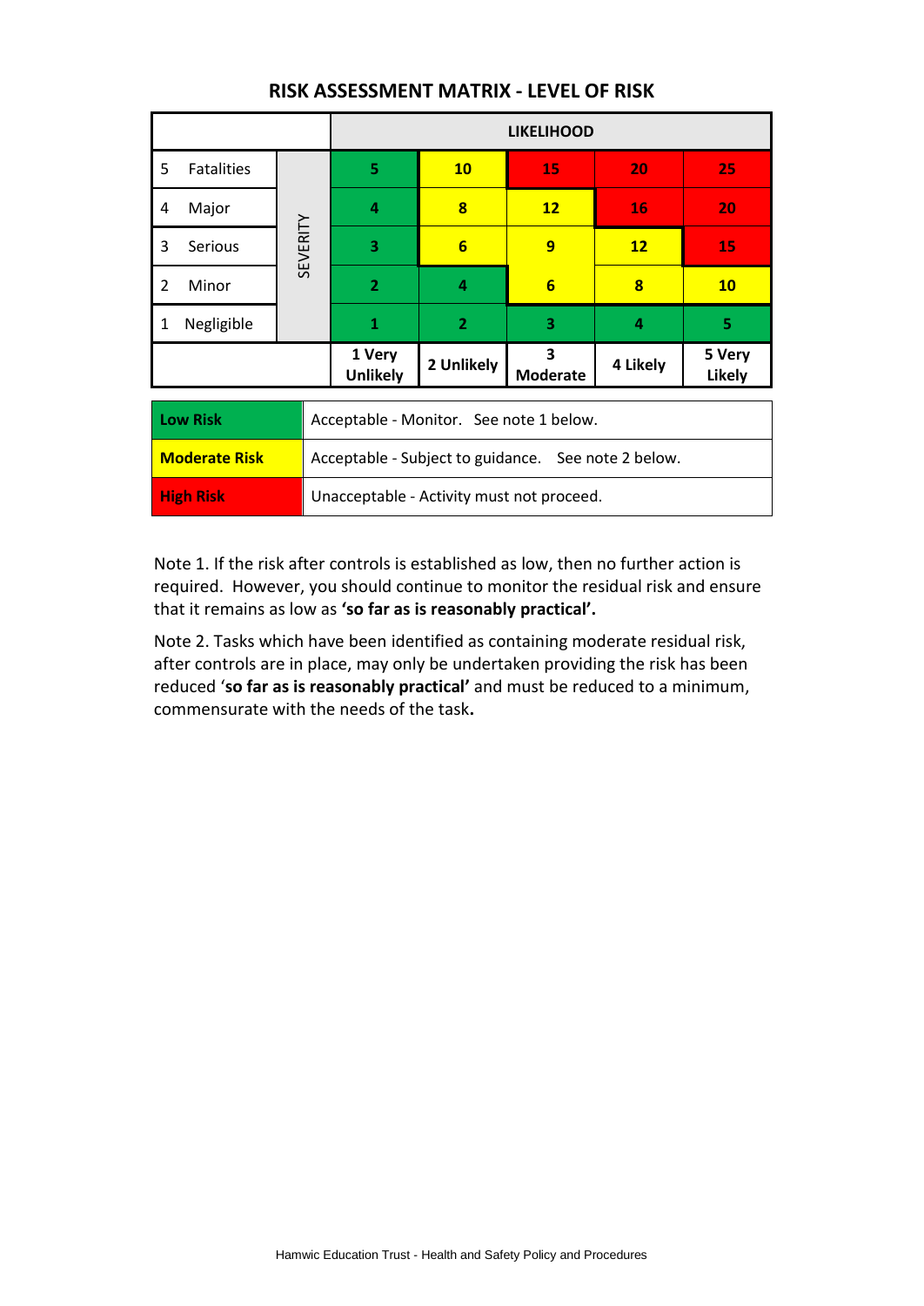# RISK ASSESSMENT MATRIX - LEVEL OF RISK

| | | LIKELIHOOD | | | | |
|---|---|---|---|---|---|---|
| 5 Fatalities | SEVERITY | 5 | 10 | 15 | 20 | 25 |
| 4 Major | | 4 | 8 | 12 | 16 | 20 |
| 3 Serious | | 3 | 6 | 9 | 12 | 15 |
| 2 Minor | | 2 | 4 | 6 | 8 | 10 |
| 1 Negligible | | 1 | 2 | 3 | 4 | 5 |
| | | 1 Very Unlikely | 2 Unlikely | 3 Moderate | 4 Likely | 5 Very Likely |

| Risk Level | Action |
|---|---|
| **Low Risk** | Acceptable - Monitor. See note 1 below. |
| **Moderate Risk** | Acceptable - Subject to guidance. See note 2 below. |
| **High Risk** | Unacceptable - Activity must not proceed. |

Note 1. If the risk after controls is established as low, then no further action is required. However, you should continue to monitor the residual risk and ensure that it remains as low as **'so far as is reasonably practical'.**

Note 2. Tasks which have been identified as containing moderate residual risk, after controls are in place, may only be undertaken providing the risk has been reduced '**so far as is reasonably practical'** and must be reduced to a minimum, commensurate with the needs of the task**.**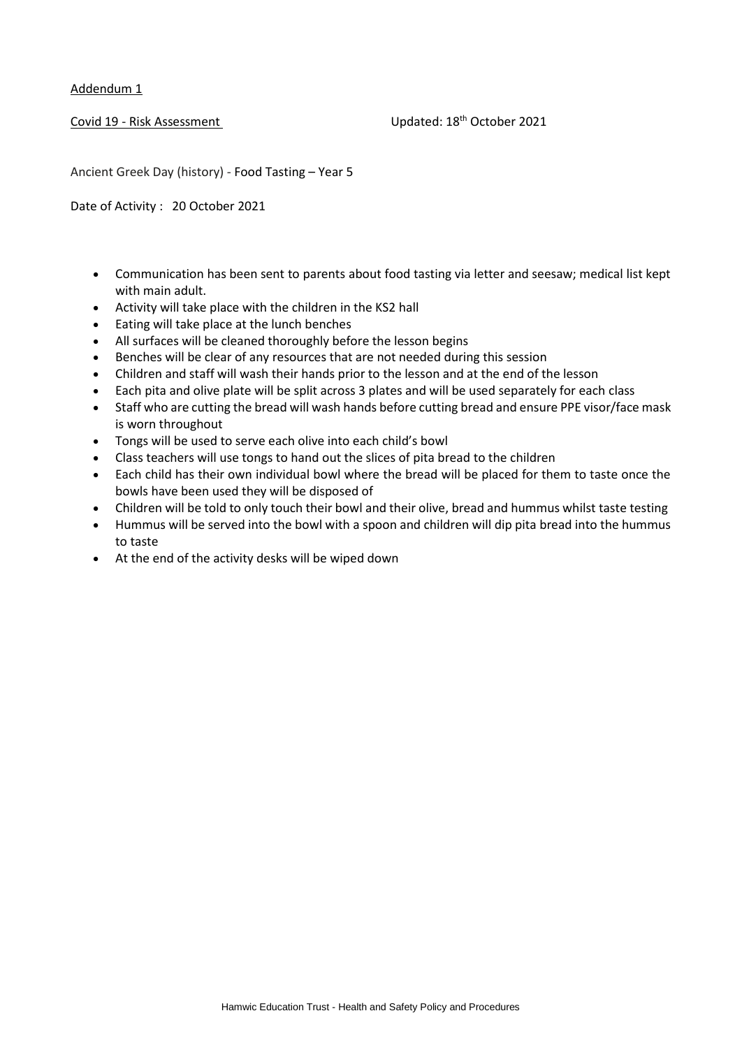Addendum 1

Covid 19 - Risk Assessment Updated: 18th October 2021

Ancient Greek Day (history) - Food Tasting – Year 5

Date of Activity : 20 October 2021

- Communication has been sent to parents about food tasting via letter and seesaw; medical list kept with main adult.
- Activity will take place with the children in the KS2 hall
- Eating will take place at the lunch benches
- All surfaces will be cleaned thoroughly before the lesson begins
- Benches will be clear of any resources that are not needed during this session
- Children and staff will wash their hands prior to the lesson and at the end of the lesson
- Each pita and olive plate will be split across 3 plates and will be used separately for each class
- Staff who are cutting the bread will wash hands before cutting bread and ensure PPE visor/face mask is worn throughout
- Tongs will be used to serve each olive into each child's bowl
- Class teachers will use tongs to hand out the slices of pita bread to the children
- Each child has their own individual bowl where the bread will be placed for them to taste once the bowls have been used they will be disposed of
- Children will be told to only touch their bowl and their olive, bread and hummus whilst taste testing
- Hummus will be served into the bowl with a spoon and children will dip pita bread into the hummus to taste
- At the end of the activity desks will be wiped down